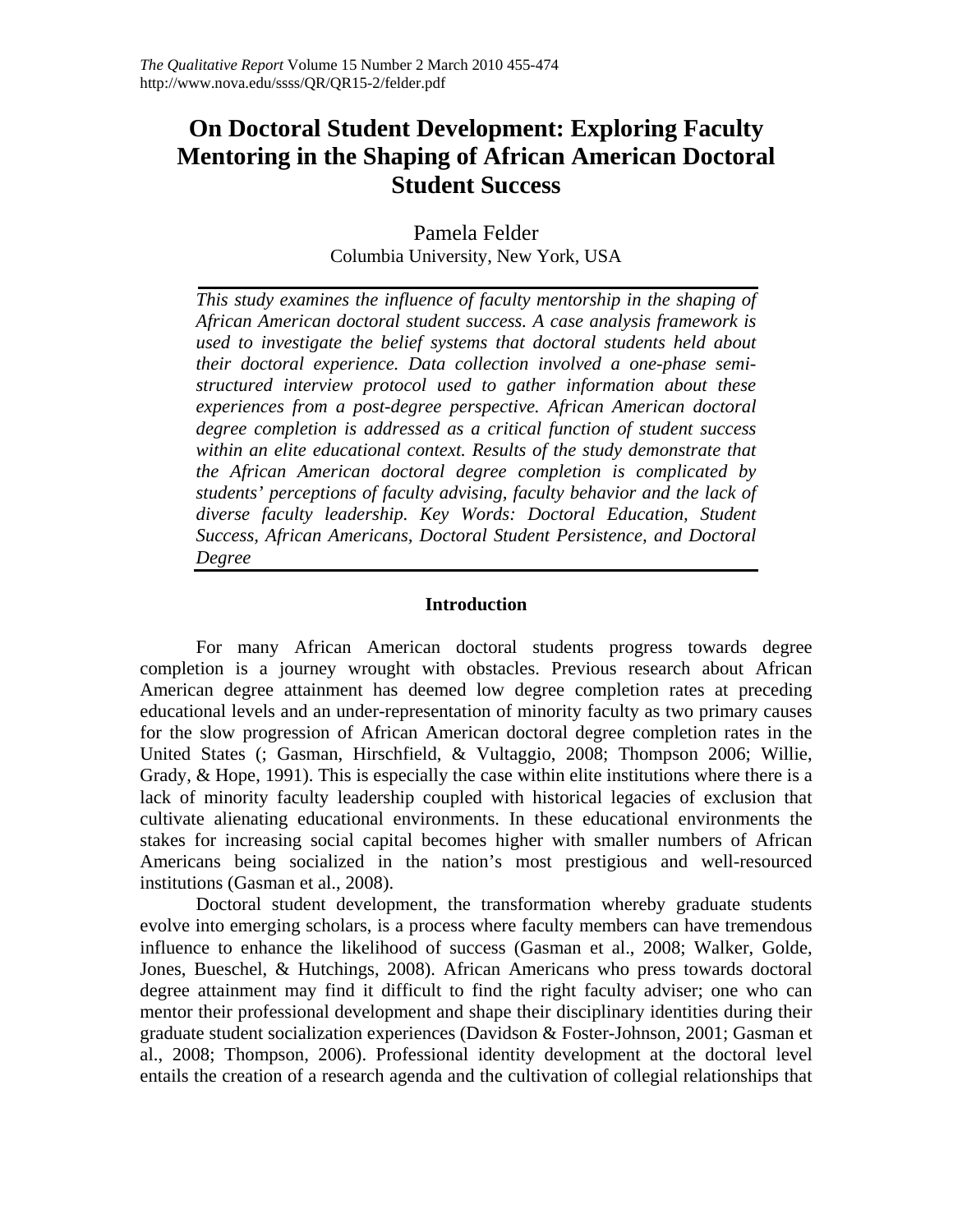# On Doctoral Student Development: Exploring Faculty Mentoring in the Shaping of African American Doctoral Student Success

Pamela Felder

Columbia University, New York, USA

*This study examines the influence of faculty mentorship in the shaping of African American doctoral student success. A case analysis framework is used to investigate the belief systems that doctoral students held about their doctoral experience. Data collection involved a one-phase semi-structured interview protocol used to gather information about these experiences from a post-degree perspective. African American doctoral degree completion is addressed as a critical function of student success within an elite educational context. Results of the study demonstrate that the African American doctoral degree completion is complicated by students' perceptions of faculty advising, faculty behavior and the lack of diverse faculty leadership. Key Words: Doctoral Education, Student Success, African Americans, Doctoral Student Persistence, and Doctoral Degree*

## Introduction

For many African American doctoral students progress towards degree completion is a journey wrought with obstacles. Previous research about African American degree attainment has deemed low degree completion rates at preceding educational levels and an under-representation of minority faculty as two primary causes for the slow progression of African American doctoral degree completion rates in the United States (; Gasman, Hirschfield, & Vultaggio, 2008; Thompson 2006; Willie, Grady, & Hope, 1991). This is especially the case within elite institutions where there is a lack of minority faculty leadership coupled with historical legacies of exclusion that cultivate alienating educational environments. In these educational environments the stakes for increasing social capital becomes higher with smaller numbers of African Americans being socialized in the nation's most prestigious and well-resourced institutions (Gasman et al., 2008).

Doctoral student development, the transformation whereby graduate students evolve into emerging scholars, is a process where faculty members can have tremendous influence to enhance the likelihood of success (Gasman et al., 2008; Walker, Golde, Jones, Bueschel, & Hutchings, 2008). African Americans who press towards doctoral degree attainment may find it difficult to find the right faculty adviser; one who can mentor their professional development and shape their disciplinary identities during their graduate student socialization experiences (Davidson & Foster-Johnson, 2001; Gasman et al., 2008; Thompson, 2006). Professional identity development at the doctoral level entails the creation of a research agenda and the cultivation of collegial relationships that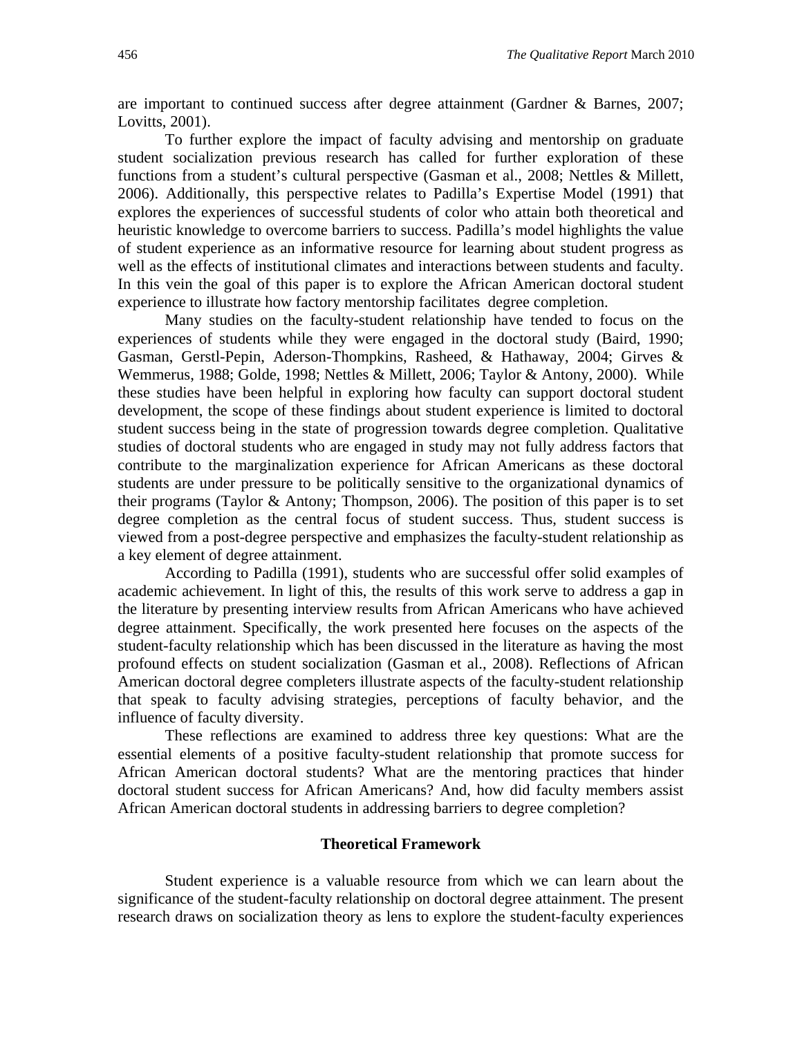are important to continued success after degree attainment (Gardner & Barnes, 2007; Lovitts, 2001).

To further explore the impact of faculty advising and mentorship on graduate student socialization previous research has called for further exploration of these functions from a student's cultural perspective (Gasman et al., 2008; Nettles & Millett, 2006). Additionally, this perspective relates to Padilla's Expertise Model (1991) that explores the experiences of successful students of color who attain both theoretical and heuristic knowledge to overcome barriers to success. Padilla's model highlights the value of student experience as an informative resource for learning about student progress as well as the effects of institutional climates and interactions between students and faculty. In this vein the goal of this paper is to explore the African American doctoral student experience to illustrate how factory mentorship facilitates degree completion.

Many studies on the faculty-student relationship have tended to focus on the experiences of students while they were engaged in the doctoral study (Baird, 1990; Gasman, Gerstl-Pepin, Aderson-Thompkins, Rasheed, & Hathaway, 2004; Girves & Wemmerus, 1988; Golde, 1998; Nettles & Millett, 2006; Taylor & Antony, 2000). While these studies have been helpful in exploring how faculty can support doctoral student development, the scope of these findings about student experience is limited to doctoral student success being in the state of progression towards degree completion. Qualitative studies of doctoral students who are engaged in study may not fully address factors that contribute to the marginalization experience for African Americans as these doctoral students are under pressure to be politically sensitive to the organizational dynamics of their programs (Taylor & Antony; Thompson, 2006). The position of this paper is to set degree completion as the central focus of student success. Thus, student success is viewed from a post-degree perspective and emphasizes the faculty-student relationship as a key element of degree attainment.

According to Padilla (1991), students who are successful offer solid examples of academic achievement. In light of this, the results of this work serve to address a gap in the literature by presenting interview results from African Americans who have achieved degree attainment. Specifically, the work presented here focuses on the aspects of the student-faculty relationship which has been discussed in the literature as having the most profound effects on student socialization (Gasman et al., 2008). Reflections of African American doctoral degree completers illustrate aspects of the faculty-student relationship that speak to faculty advising strategies, perceptions of faculty behavior, and the influence of faculty diversity.

These reflections are examined to address three key questions: What are the essential elements of a positive faculty-student relationship that promote success for African American doctoral students? What are the mentoring practices that hinder doctoral student success for African Americans? And, how did faculty members assist African American doctoral students in addressing barriers to degree completion?

## Theoretical Framework

Student experience is a valuable resource from which we can learn about the significance of the student-faculty relationship on doctoral degree attainment. The present research draws on socialization theory as lens to explore the student-faculty experiences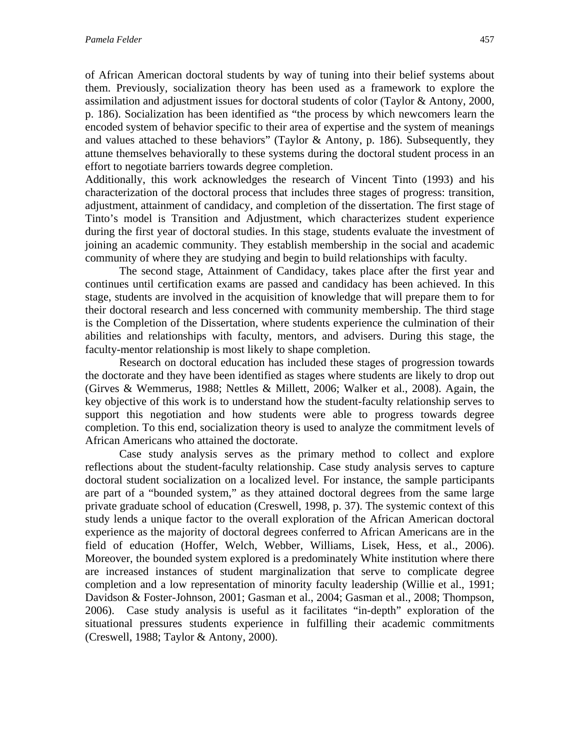of African American doctoral students by way of tuning into their belief systems about them. Previously, socialization theory has been used as a framework to explore the assimilation and adjustment issues for doctoral students of color (Taylor & Antony, 2000, p. 186). Socialization has been identified as "the process by which newcomers learn the encoded system of behavior specific to their area of expertise and the system of meanings and values attached to these behaviors" (Taylor & Antony, p. 186). Subsequently, they attune themselves behaviorally to these systems during the doctoral student process in an effort to negotiate barriers towards degree completion.

Additionally, this work acknowledges the research of Vincent Tinto (1993) and his characterization of the doctoral process that includes three stages of progress: transition, adjustment, attainment of candidacy, and completion of the dissertation. The first stage of Tinto's model is Transition and Adjustment, which characterizes student experience during the first year of doctoral studies. In this stage, students evaluate the investment of joining an academic community. They establish membership in the social and academic community of where they are studying and begin to build relationships with faculty.

The second stage, Attainment of Candidacy, takes place after the first year and continues until certification exams are passed and candidacy has been achieved. In this stage, students are involved in the acquisition of knowledge that will prepare them to for their doctoral research and less concerned with community membership. The third stage is the Completion of the Dissertation, where students experience the culmination of their abilities and relationships with faculty, mentors, and advisers. During this stage, the faculty-mentor relationship is most likely to shape completion.

Research on doctoral education has included these stages of progression towards the doctorate and they have been identified as stages where students are likely to drop out (Girves & Wemmerus, 1988; Nettles & Millett, 2006; Walker et al., 2008). Again, the key objective of this work is to understand how the student-faculty relationship serves to support this negotiation and how students were able to progress towards degree completion. To this end, socialization theory is used to analyze the commitment levels of African Americans who attained the doctorate.

Case study analysis serves as the primary method to collect and explore reflections about the student-faculty relationship. Case study analysis serves to capture doctoral student socialization on a localized level. For instance, the sample participants are part of a "bounded system," as they attained doctoral degrees from the same large private graduate school of education (Creswell, 1998, p. 37). The systemic context of this study lends a unique factor to the overall exploration of the African American doctoral experience as the majority of doctoral degrees conferred to African Americans are in the field of education (Hoffer, Welch, Webber, Williams, Lisek, Hess, et al., 2006). Moreover, the bounded system explored is a predominately White institution where there are increased instances of student marginalization that serve to complicate degree completion and a low representation of minority faculty leadership (Willie et al., 1991; Davidson & Foster-Johnson, 2001; Gasman et al., 2004; Gasman et al., 2008; Thompson, 2006). Case study analysis is useful as it facilitates "in-depth" exploration of the situational pressures students experience in fulfilling their academic commitments (Creswell, 1988; Taylor & Antony, 2000).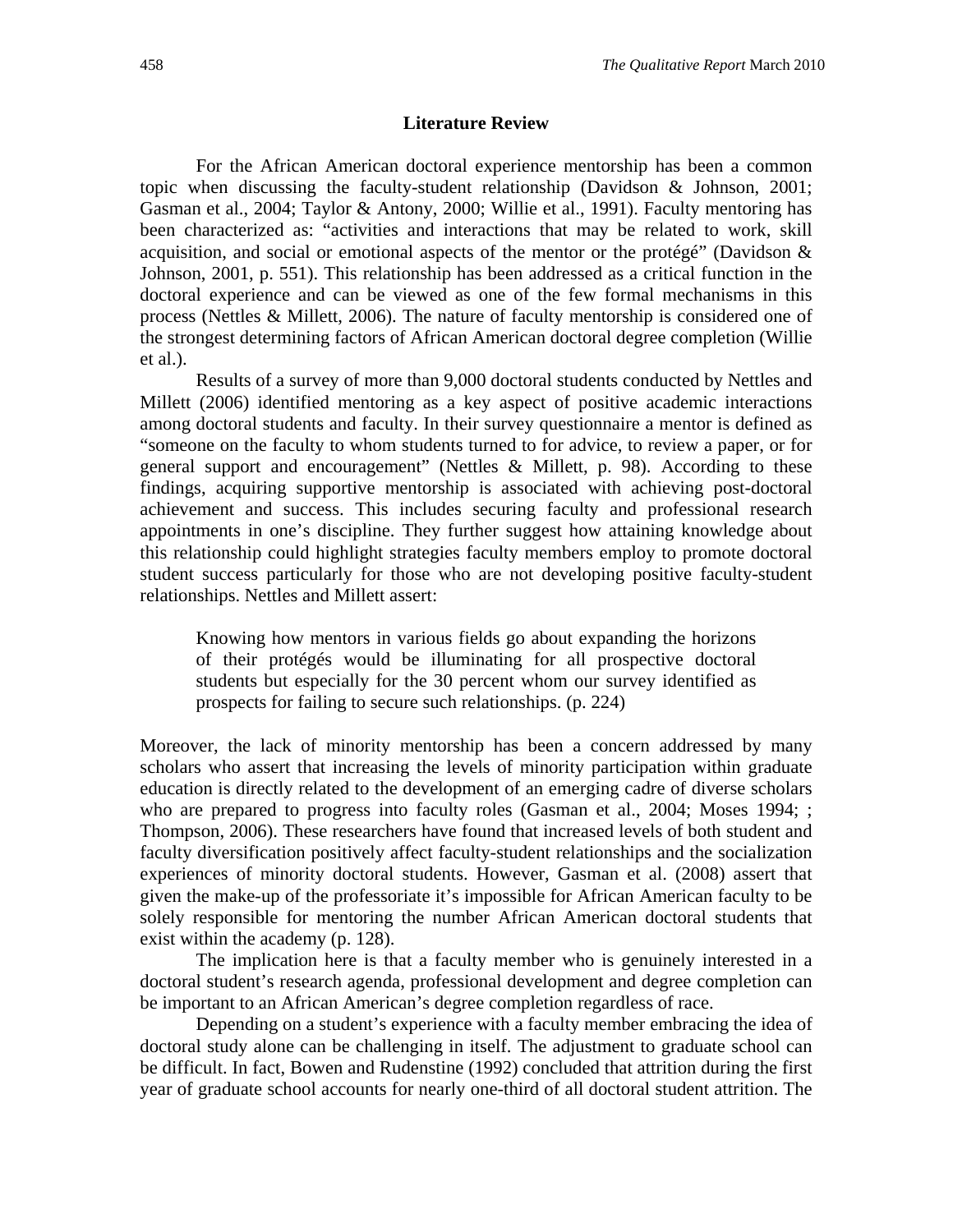## Literature Review

For the African American doctoral experience mentorship has been a common topic when discussing the faculty-student relationship (Davidson & Johnson, 2001; Gasman et al., 2004; Taylor & Antony, 2000; Willie et al., 1991). Faculty mentoring has been characterized as: "activities and interactions that may be related to work, skill acquisition, and social or emotional aspects of the mentor or the protégé" (Davidson & Johnson, 2001, p. 551). This relationship has been addressed as a critical function in the doctoral experience and can be viewed as one of the few formal mechanisms in this process (Nettles & Millett, 2006). The nature of faculty mentorship is considered one of the strongest determining factors of African American doctoral degree completion (Willie et al.).

Results of a survey of more than 9,000 doctoral students conducted by Nettles and Millett (2006) identified mentoring as a key aspect of positive academic interactions among doctoral students and faculty. In their survey questionnaire a mentor is defined as "someone on the faculty to whom students turned to for advice, to review a paper, or for general support and encouragement" (Nettles & Millett, p. 98). According to these findings, acquiring supportive mentorship is associated with achieving post-doctoral achievement and success. This includes securing faculty and professional research appointments in one's discipline. They further suggest how attaining knowledge about this relationship could highlight strategies faculty members employ to promote doctoral student success particularly for those who are not developing positive faculty-student relationships. Nettles and Millett assert:

> Knowing how mentors in various fields go about expanding the horizons of their protégés would be illuminating for all prospective doctoral students but especially for the 30 percent whom our survey identified as prospects for failing to secure such relationships. (p. 224)

Moreover, the lack of minority mentorship has been a concern addressed by many scholars who assert that increasing the levels of minority participation within graduate education is directly related to the development of an emerging cadre of diverse scholars who are prepared to progress into faculty roles (Gasman et al., 2004; Moses 1994; ; Thompson, 2006). These researchers have found that increased levels of both student and faculty diversification positively affect faculty-student relationships and the socialization experiences of minority doctoral students. However, Gasman et al. (2008) assert that given the make-up of the professoriate it's impossible for African American faculty to be solely responsible for mentoring the number African American doctoral students that exist within the academy (p. 128).

The implication here is that a faculty member who is genuinely interested in a doctoral student's research agenda, professional development and degree completion can be important to an African American's degree completion regardless of race.

Depending on a student's experience with a faculty member embracing the idea of doctoral study alone can be challenging in itself. The adjustment to graduate school can be difficult. In fact, Bowen and Rudenstine (1992) concluded that attrition during the first year of graduate school accounts for nearly one-third of all doctoral student attrition. The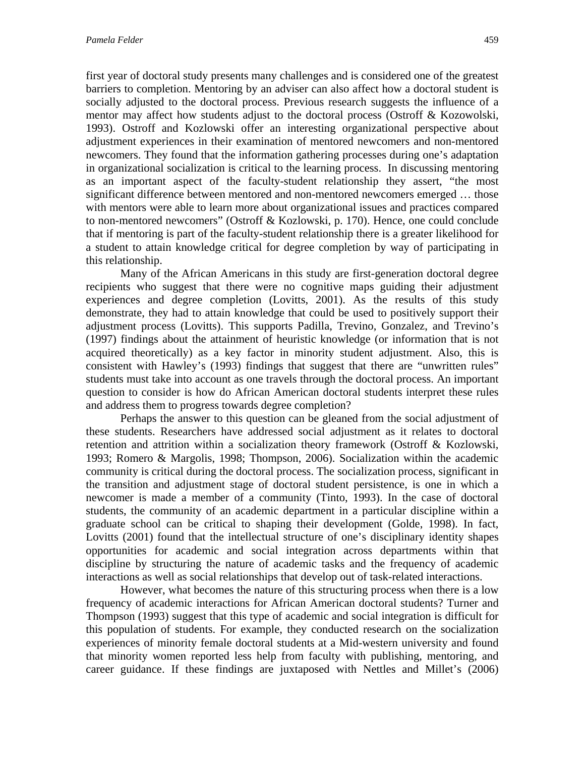first year of doctoral study presents many challenges and is considered one of the greatest barriers to completion. Mentoring by an adviser can also affect how a doctoral student is socially adjusted to the doctoral process. Previous research suggests the influence of a mentor may affect how students adjust to the doctoral process (Ostroff & Kozowolski, 1993). Ostroff and Kozlowski offer an interesting organizational perspective about adjustment experiences in their examination of mentored newcomers and non-mentored newcomers. They found that the information gathering processes during one's adaptation in organizational socialization is critical to the learning process. In discussing mentoring as an important aspect of the faculty-student relationship they assert, "the most significant difference between mentored and non-mentored newcomers emerged … those with mentors were able to learn more about organizational issues and practices compared to non-mentored newcomers" (Ostroff & Kozlowski, p. 170). Hence, one could conclude that if mentoring is part of the faculty-student relationship there is a greater likelihood for a student to attain knowledge critical for degree completion by way of participating in this relationship.

Many of the African Americans in this study are first-generation doctoral degree recipients who suggest that there were no cognitive maps guiding their adjustment experiences and degree completion (Lovitts, 2001). As the results of this study demonstrate, they had to attain knowledge that could be used to positively support their adjustment process (Lovitts). This supports Padilla, Trevino, Gonzalez, and Trevino's (1997) findings about the attainment of heuristic knowledge (or information that is not acquired theoretically) as a key factor in minority student adjustment. Also, this is consistent with Hawley's (1993) findings that suggest that there are "unwritten rules" students must take into account as one travels through the doctoral process. An important question to consider is how do African American doctoral students interpret these rules and address them to progress towards degree completion?

Perhaps the answer to this question can be gleaned from the social adjustment of these students. Researchers have addressed social adjustment as it relates to doctoral retention and attrition within a socialization theory framework (Ostroff & Kozlowski, 1993; Romero & Margolis, 1998; Thompson, 2006). Socialization within the academic community is critical during the doctoral process. The socialization process, significant in the transition and adjustment stage of doctoral student persistence, is one in which a newcomer is made a member of a community (Tinto, 1993). In the case of doctoral students, the community of an academic department in a particular discipline within a graduate school can be critical to shaping their development (Golde, 1998). In fact, Lovitts (2001) found that the intellectual structure of one's disciplinary identity shapes opportunities for academic and social integration across departments within that discipline by structuring the nature of academic tasks and the frequency of academic interactions as well as social relationships that develop out of task-related interactions.

However, what becomes the nature of this structuring process when there is a low frequency of academic interactions for African American doctoral students? Turner and Thompson (1993) suggest that this type of academic and social integration is difficult for this population of students. For example, they conducted research on the socialization experiences of minority female doctoral students at a Mid-western university and found that minority women reported less help from faculty with publishing, mentoring, and career guidance. If these findings are juxtaposed with Nettles and Millet's (2006)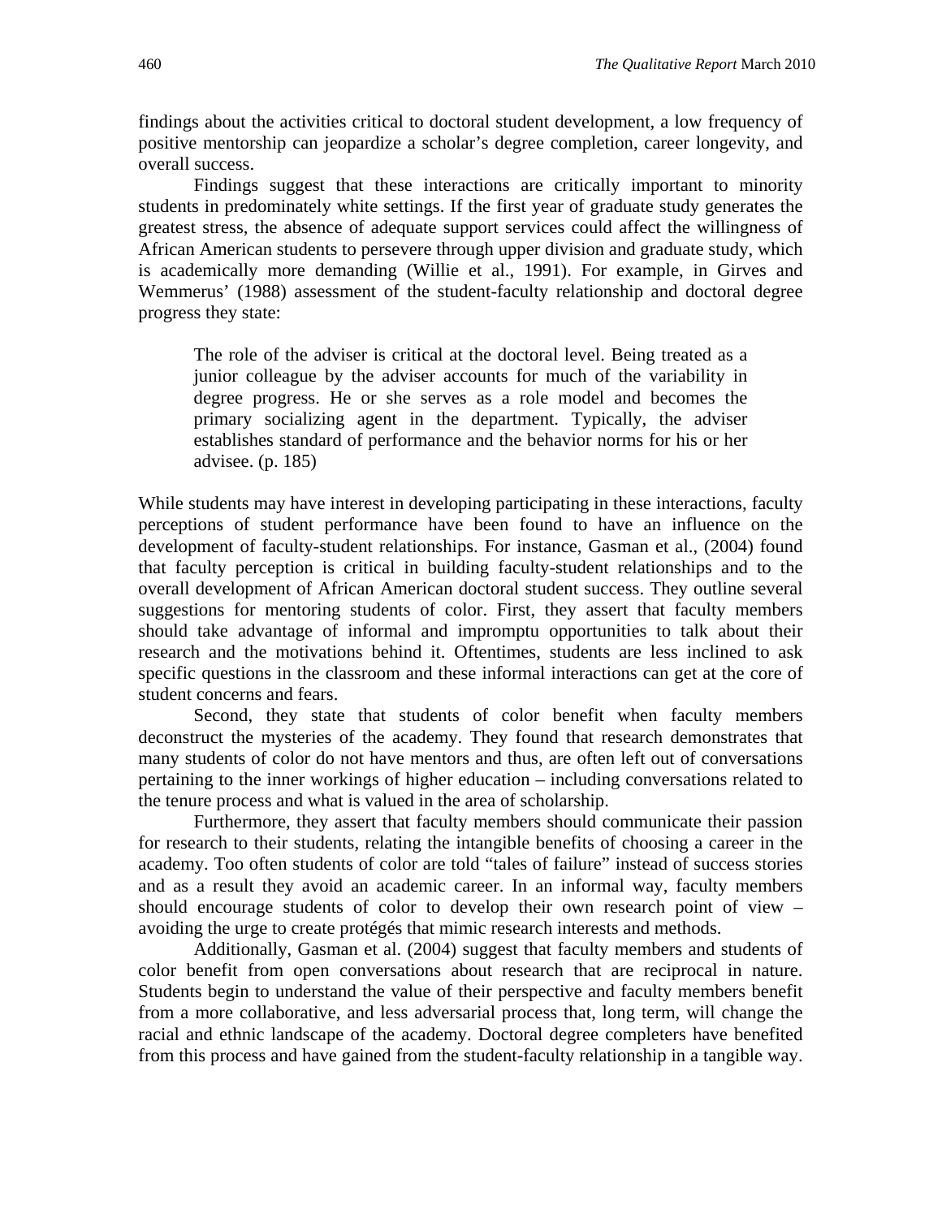findings about the activities critical to doctoral student development, a low frequency of positive mentorship can jeopardize a scholar's degree completion, career longevity, and overall success.

Findings suggest that these interactions are critically important to minority students in predominately white settings. If the first year of graduate study generates the greatest stress, the absence of adequate support services could affect the willingness of African American students to persevere through upper division and graduate study, which is academically more demanding (Willie et al., 1991). For example, in Girves and Wemmerus' (1988) assessment of the student-faculty relationship and doctoral degree progress they state:

> The role of the adviser is critical at the doctoral level. Being treated as a junior colleague by the adviser accounts for much of the variability in degree progress. He or she serves as a role model and becomes the primary socializing agent in the department. Typically, the adviser establishes standard of performance and the behavior norms for his or her advisee. (p. 185)

While students may have interest in developing participating in these interactions, faculty perceptions of student performance have been found to have an influence on the development of faculty-student relationships. For instance, Gasman et al., (2004) found that faculty perception is critical in building faculty-student relationships and to the overall development of African American doctoral student success. They outline several suggestions for mentoring students of color. First, they assert that faculty members should take advantage of informal and impromptu opportunities to talk about their research and the motivations behind it. Oftentimes, students are less inclined to ask specific questions in the classroom and these informal interactions can get at the core of student concerns and fears.

Second, they state that students of color benefit when faculty members deconstruct the mysteries of the academy. They found that research demonstrates that many students of color do not have mentors and thus, are often left out of conversations pertaining to the inner workings of higher education – including conversations related to the tenure process and what is valued in the area of scholarship.

Furthermore, they assert that faculty members should communicate their passion for research to their students, relating the intangible benefits of choosing a career in the academy. Too often students of color are told "tales of failure" instead of success stories and as a result they avoid an academic career. In an informal way, faculty members should encourage students of color to develop their own research point of view – avoiding the urge to create protégés that mimic research interests and methods.

Additionally, Gasman et al. (2004) suggest that faculty members and students of color benefit from open conversations about research that are reciprocal in nature. Students begin to understand the value of their perspective and faculty members benefit from a more collaborative, and less adversarial process that, long term, will change the racial and ethnic landscape of the academy. Doctoral degree completers have benefited from this process and have gained from the student-faculty relationship in a tangible way.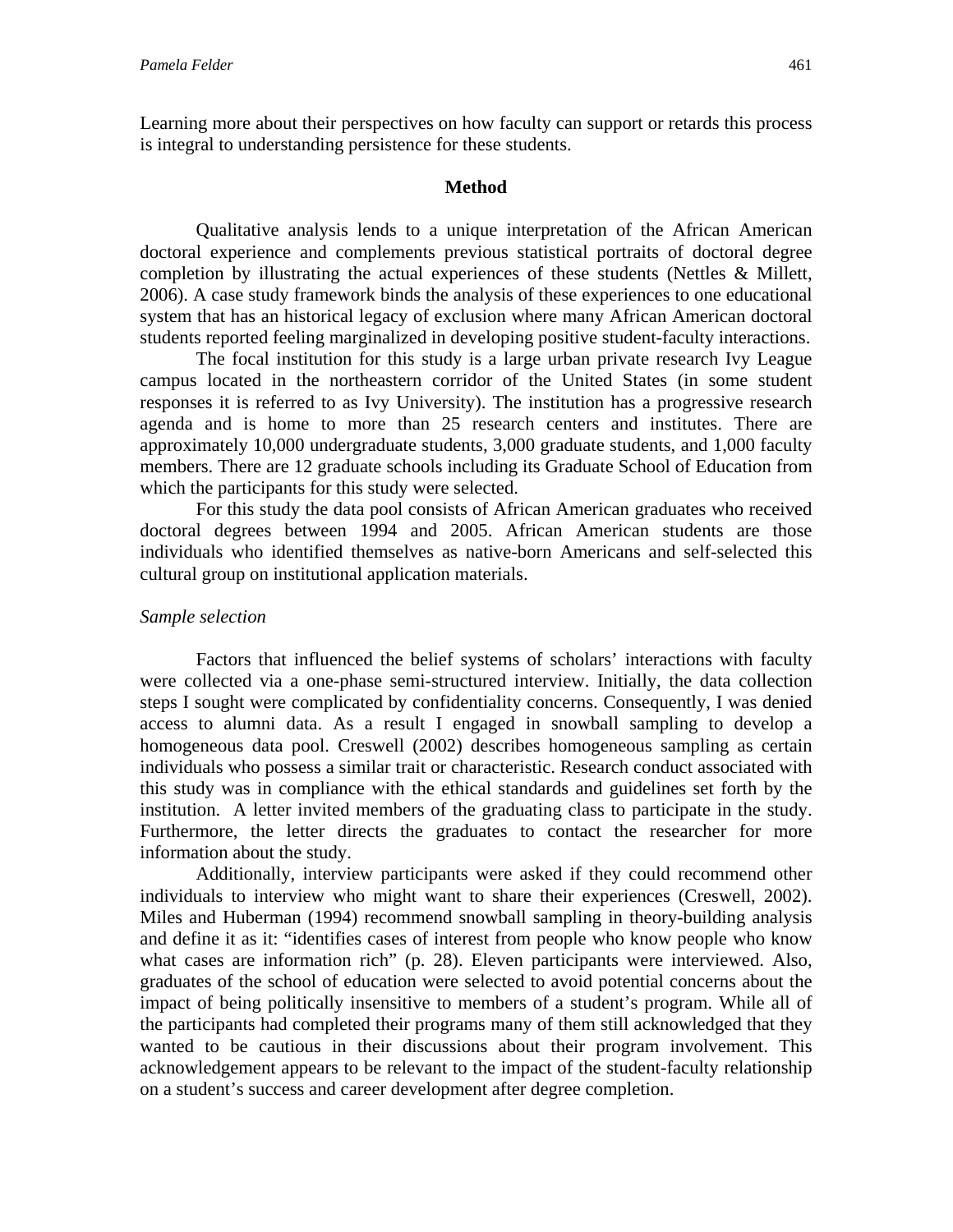Learning more about their perspectives on how faculty can support or retards this process is integral to understanding persistence for these students.

## Method

Qualitative analysis lends to a unique interpretation of the African American doctoral experience and complements previous statistical portraits of doctoral degree completion by illustrating the actual experiences of these students (Nettles & Millett, 2006). A case study framework binds the analysis of these experiences to one educational system that has an historical legacy of exclusion where many African American doctoral students reported feeling marginalized in developing positive student-faculty interactions.

The focal institution for this study is a large urban private research Ivy League campus located in the northeastern corridor of the United States (in some student responses it is referred to as Ivy University). The institution has a progressive research agenda and is home to more than 25 research centers and institutes. There are approximately 10,000 undergraduate students, 3,000 graduate students, and 1,000 faculty members. There are 12 graduate schools including its Graduate School of Education from which the participants for this study were selected.

For this study the data pool consists of African American graduates who received doctoral degrees between 1994 and 2005. African American students are those individuals who identified themselves as native-born Americans and self-selected this cultural group on institutional application materials.

### *Sample selection*

Factors that influenced the belief systems of scholars' interactions with faculty were collected via a one-phase semi-structured interview. Initially, the data collection steps I sought were complicated by confidentiality concerns. Consequently, I was denied access to alumni data. As a result I engaged in snowball sampling to develop a homogeneous data pool. Creswell (2002) describes homogeneous sampling as certain individuals who possess a similar trait or characteristic. Research conduct associated with this study was in compliance with the ethical standards and guidelines set forth by the institution. A letter invited members of the graduating class to participate in the study. Furthermore, the letter directs the graduates to contact the researcher for more information about the study.

Additionally, interview participants were asked if they could recommend other individuals to interview who might want to share their experiences (Creswell, 2002). Miles and Huberman (1994) recommend snowball sampling in theory-building analysis and define it as it: "identifies cases of interest from people who know people who know what cases are information rich" (p. 28). Eleven participants were interviewed. Also, graduates of the school of education were selected to avoid potential concerns about the impact of being politically insensitive to members of a student's program. While all of the participants had completed their programs many of them still acknowledged that they wanted to be cautious in their discussions about their program involvement. This acknowledgement appears to be relevant to the impact of the student-faculty relationship on a student's success and career development after degree completion.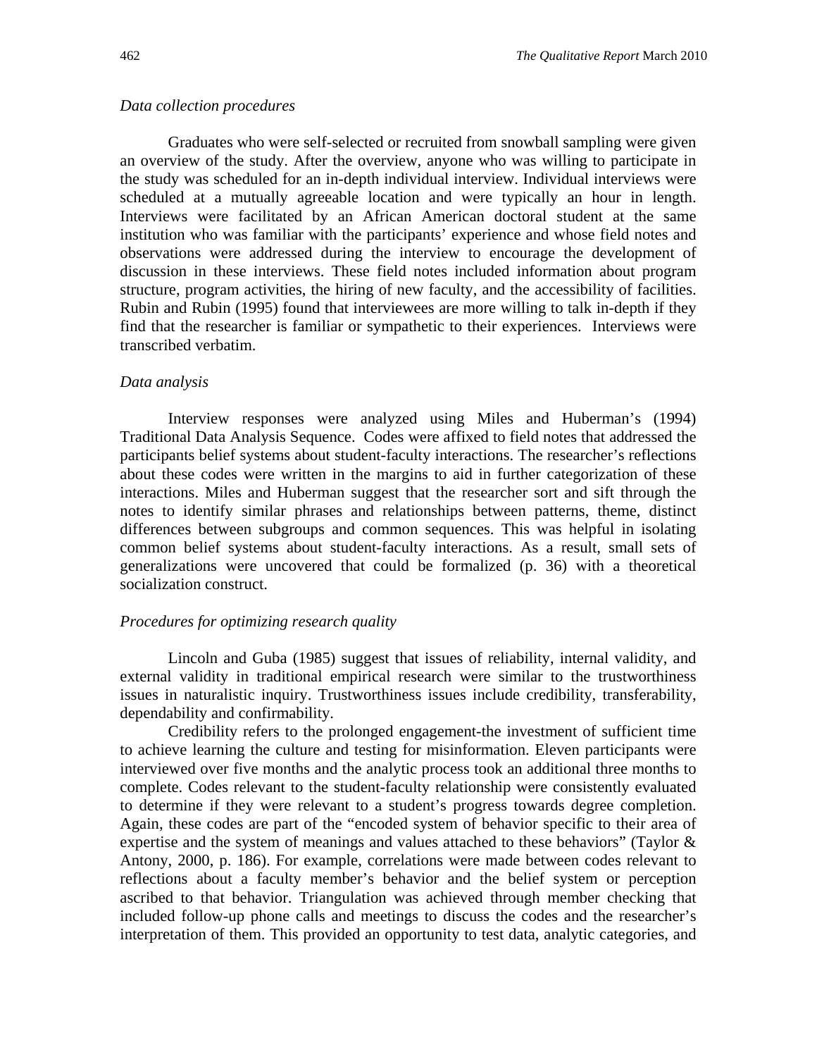*Data collection procedures*

Graduates who were self-selected or recruited from snowball sampling were given an overview of the study. After the overview, anyone who was willing to participate in the study was scheduled for an in-depth individual interview. Individual interviews were scheduled at a mutually agreeable location and were typically an hour in length. Interviews were facilitated by an African American doctoral student at the same institution who was familiar with the participants' experience and whose field notes and observations were addressed during the interview to encourage the development of discussion in these interviews. These field notes included information about program structure, program activities, the hiring of new faculty, and the accessibility of facilities. Rubin and Rubin (1995) found that interviewees are more willing to talk in-depth if they find that the researcher is familiar or sympathetic to their experiences. Interviews were transcribed verbatim.

*Data analysis*

Interview responses were analyzed using Miles and Huberman's (1994) Traditional Data Analysis Sequence. Codes were affixed to field notes that addressed the participants belief systems about student-faculty interactions. The researcher's reflections about these codes were written in the margins to aid in further categorization of these interactions. Miles and Huberman suggest that the researcher sort and sift through the notes to identify similar phrases and relationships between patterns, theme, distinct differences between subgroups and common sequences. This was helpful in isolating common belief systems about student-faculty interactions. As a result, small sets of generalizations were uncovered that could be formalized (p. 36) with a theoretical socialization construct.

*Procedures for optimizing research quality*

Lincoln and Guba (1985) suggest that issues of reliability, internal validity, and external validity in traditional empirical research were similar to the trustworthiness issues in naturalistic inquiry. Trustworthiness issues include credibility, transferability, dependability and confirmability.

Credibility refers to the prolonged engagement-the investment of sufficient time to achieve learning the culture and testing for misinformation. Eleven participants were interviewed over five months and the analytic process took an additional three months to complete. Codes relevant to the student-faculty relationship were consistently evaluated to determine if they were relevant to a student's progress towards degree completion. Again, these codes are part of the "encoded system of behavior specific to their area of expertise and the system of meanings and values attached to these behaviors" (Taylor & Antony, 2000, p. 186). For example, correlations were made between codes relevant to reflections about a faculty member's behavior and the belief system or perception ascribed to that behavior. Triangulation was achieved through member checking that included follow-up phone calls and meetings to discuss the codes and the researcher's interpretation of them. This provided an opportunity to test data, analytic categories, and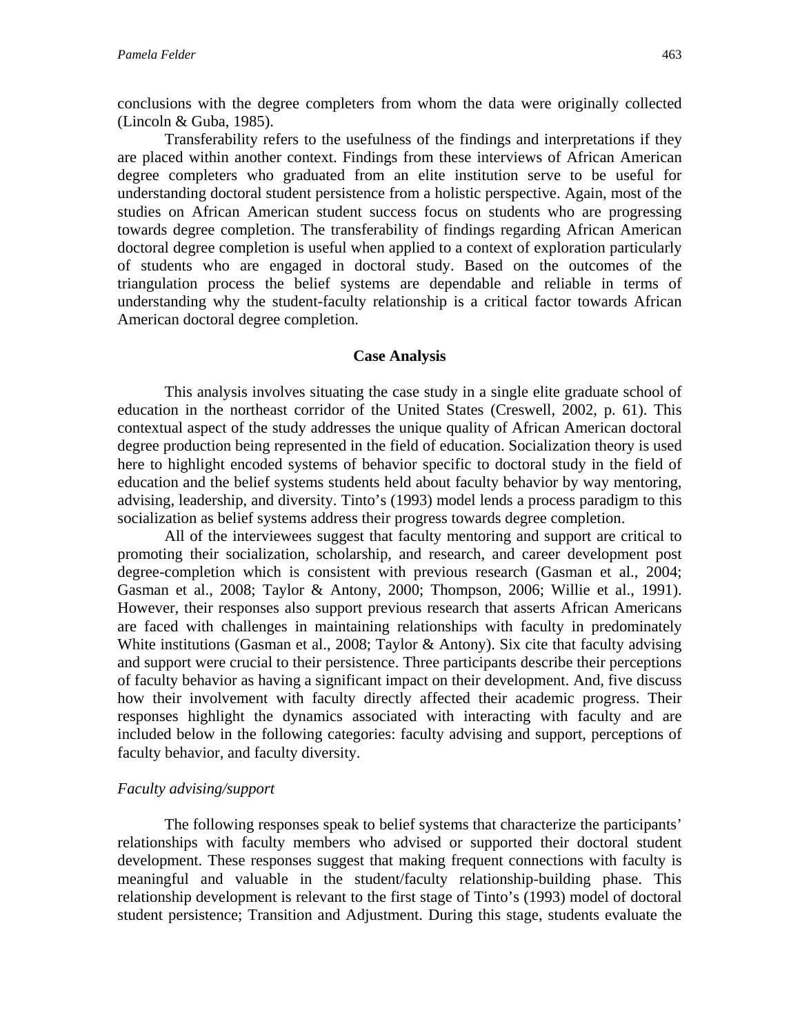conclusions with the degree completers from whom the data were originally collected (Lincoln & Guba, 1985).

Transferability refers to the usefulness of the findings and interpretations if they are placed within another context. Findings from these interviews of African American degree completers who graduated from an elite institution serve to be useful for understanding doctoral student persistence from a holistic perspective. Again, most of the studies on African American student success focus on students who are progressing towards degree completion. The transferability of findings regarding African American doctoral degree completion is useful when applied to a context of exploration particularly of students who are engaged in doctoral study. Based on the outcomes of the triangulation process the belief systems are dependable and reliable in terms of understanding why the student-faculty relationship is a critical factor towards African American doctoral degree completion.

## Case Analysis

This analysis involves situating the case study in a single elite graduate school of education in the northeast corridor of the United States (Creswell, 2002, p. 61). This contextual aspect of the study addresses the unique quality of African American doctoral degree production being represented in the field of education. Socialization theory is used here to highlight encoded systems of behavior specific to doctoral study in the field of education and the belief systems students held about faculty behavior by way mentoring, advising, leadership, and diversity. Tinto's (1993) model lends a process paradigm to this socialization as belief systems address their progress towards degree completion.

All of the interviewees suggest that faculty mentoring and support are critical to promoting their socialization, scholarship, and research, and career development post degree-completion which is consistent with previous research (Gasman et al., 2004; Gasman et al., 2008; Taylor & Antony, 2000; Thompson, 2006; Willie et al., 1991). However, their responses also support previous research that asserts African Americans are faced with challenges in maintaining relationships with faculty in predominately White institutions (Gasman et al., 2008; Taylor & Antony). Six cite that faculty advising and support were crucial to their persistence. Three participants describe their perceptions of faculty behavior as having a significant impact on their development. And, five discuss how their involvement with faculty directly affected their academic progress. Their responses highlight the dynamics associated with interacting with faculty and are included below in the following categories: faculty advising and support, perceptions of faculty behavior, and faculty diversity.

### *Faculty advising/support*

The following responses speak to belief systems that characterize the participants' relationships with faculty members who advised or supported their doctoral student development. These responses suggest that making frequent connections with faculty is meaningful and valuable in the student/faculty relationship-building phase. This relationship development is relevant to the first stage of Tinto's (1993) model of doctoral student persistence; Transition and Adjustment. During this stage, students evaluate the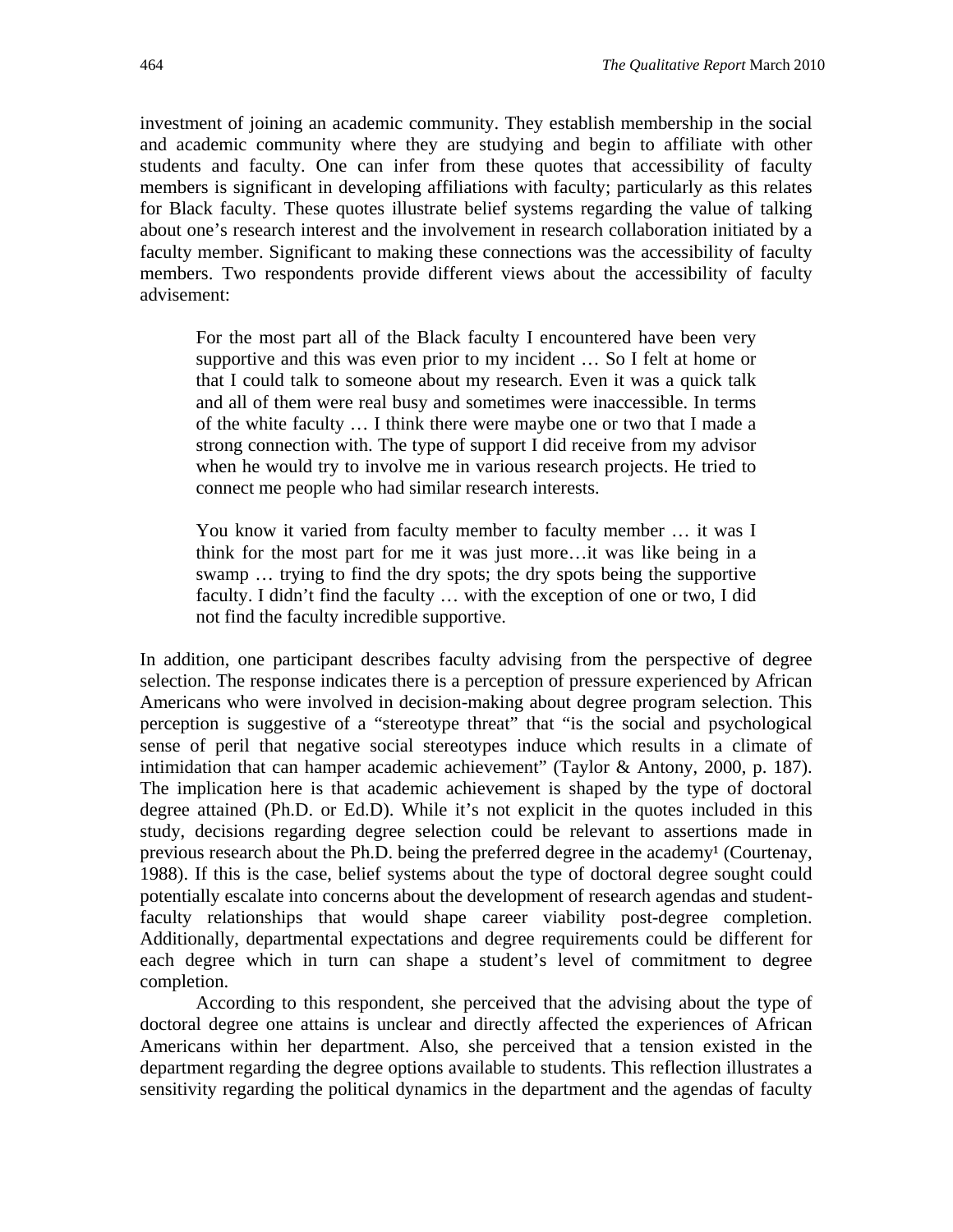investment of joining an academic community. They establish membership in the social and academic community where they are studying and begin to affiliate with other students and faculty. One can infer from these quotes that accessibility of faculty members is significant in developing affiliations with faculty; particularly as this relates for Black faculty. These quotes illustrate belief systems regarding the value of talking about one's research interest and the involvement in research collaboration initiated by a faculty member. Significant to making these connections was the accessibility of faculty members. Two respondents provide different views about the accessibility of faculty advisement:

> For the most part all of the Black faculty I encountered have been very supportive and this was even prior to my incident … So I felt at home or that I could talk to someone about my research. Even it was a quick talk and all of them were real busy and sometimes were inaccessible. In terms of the white faculty … I think there were maybe one or two that I made a strong connection with. The type of support I did receive from my advisor when he would try to involve me in various research projects. He tried to connect me people who had similar research interests.

> You know it varied from faculty member to faculty member … it was I think for the most part for me it was just more…it was like being in a swamp … trying to find the dry spots; the dry spots being the supportive faculty. I didn't find the faculty … with the exception of one or two, I did not find the faculty incredible supportive.

In addition, one participant describes faculty advising from the perspective of degree selection. The response indicates there is a perception of pressure experienced by African Americans who were involved in decision-making about degree program selection. This perception is suggestive of a "stereotype threat" that "is the social and psychological sense of peril that negative social stereotypes induce which results in a climate of intimidation that can hamper academic achievement" (Taylor & Antony, 2000, p. 187). The implication here is that academic achievement is shaped by the type of doctoral degree attained (Ph.D. or Ed.D). While it's not explicit in the quotes included in this study, decisions regarding degree selection could be relevant to assertions made in previous research about the Ph.D. being the preferred degree in the academy[1] (Courtenay, 1988). If this is the case, belief systems about the type of doctoral degree sought could potentially escalate into concerns about the development of research agendas and student-faculty relationships that would shape career viability post-degree completion. Additionally, departmental expectations and degree requirements could be different for each degree which in turn can shape a student's level of commitment to degree completion.

According to this respondent, she perceived that the advising about the type of doctoral degree one attains is unclear and directly affected the experiences of African Americans within her department. Also, she perceived that a tension existed in the department regarding the degree options available to students. This reflection illustrates a sensitivity regarding the political dynamics in the department and the agendas of faculty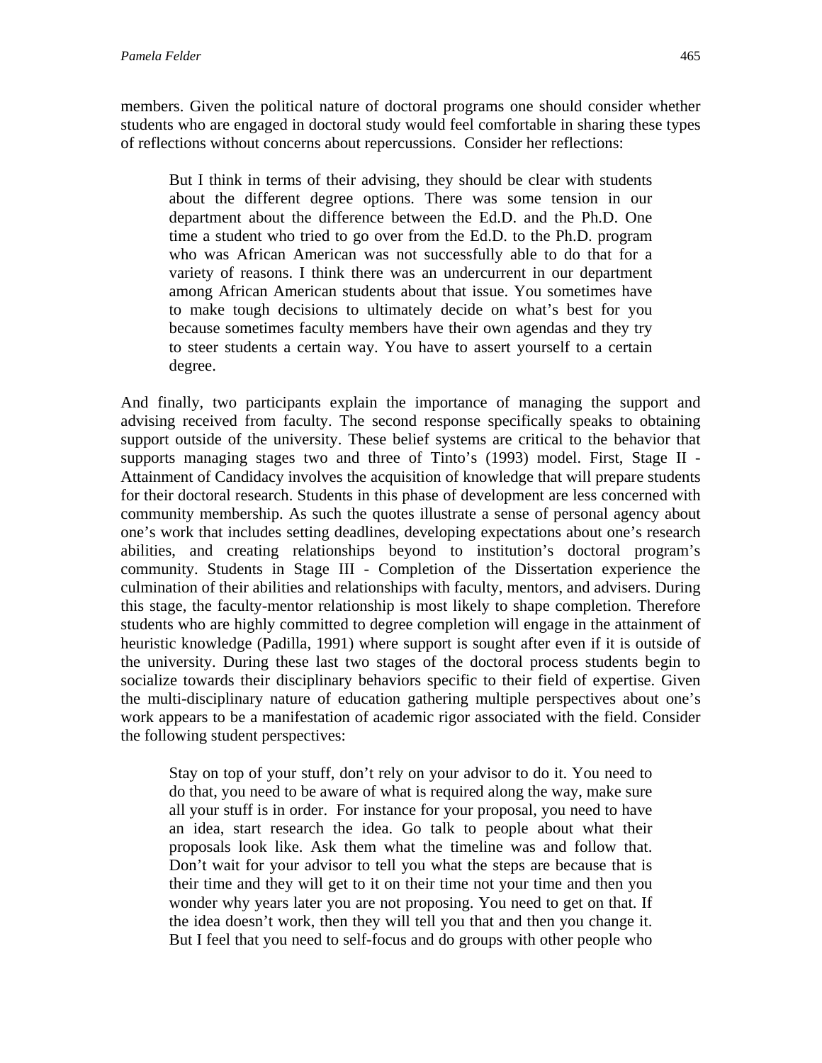members. Given the political nature of doctoral programs one should consider whether students who are engaged in doctoral study would feel comfortable in sharing these types of reflections without concerns about repercussions. Consider her reflections:

> But I think in terms of their advising, they should be clear with students about the different degree options. There was some tension in our department about the difference between the Ed.D. and the Ph.D. One time a student who tried to go over from the Ed.D. to the Ph.D. program who was African American was not successfully able to do that for a variety of reasons. I think there was an undercurrent in our department among African American students about that issue. You sometimes have to make tough decisions to ultimately decide on what's best for you because sometimes faculty members have their own agendas and they try to steer students a certain way. You have to assert yourself to a certain degree.

And finally, two participants explain the importance of managing the support and advising received from faculty. The second response specifically speaks to obtaining support outside of the university. These belief systems are critical to the behavior that supports managing stages two and three of Tinto's (1993) model. First, Stage II - Attainment of Candidacy involves the acquisition of knowledge that will prepare students for their doctoral research. Students in this phase of development are less concerned with community membership. As such the quotes illustrate a sense of personal agency about one's work that includes setting deadlines, developing expectations about one's research abilities, and creating relationships beyond to institution's doctoral program's community. Students in Stage III - Completion of the Dissertation experience the culmination of their abilities and relationships with faculty, mentors, and advisers. During this stage, the faculty-mentor relationship is most likely to shape completion. Therefore students who are highly committed to degree completion will engage in the attainment of heuristic knowledge (Padilla, 1991) where support is sought after even if it is outside of the university. During these last two stages of the doctoral process students begin to socialize towards their disciplinary behaviors specific to their field of expertise. Given the multi-disciplinary nature of education gathering multiple perspectives about one's work appears to be a manifestation of academic rigor associated with the field. Consider the following student perspectives:

> Stay on top of your stuff, don't rely on your advisor to do it. You need to do that, you need to be aware of what is required along the way, make sure all your stuff is in order. For instance for your proposal, you need to have an idea, start research the idea. Go talk to people about what their proposals look like. Ask them what the timeline was and follow that. Don't wait for your advisor to tell you what the steps are because that is their time and they will get to it on their time not your time and then you wonder why years later you are not proposing. You need to get on that. If the idea doesn't work, then they will tell you that and then you change it. But I feel that you need to self-focus and do groups with other people who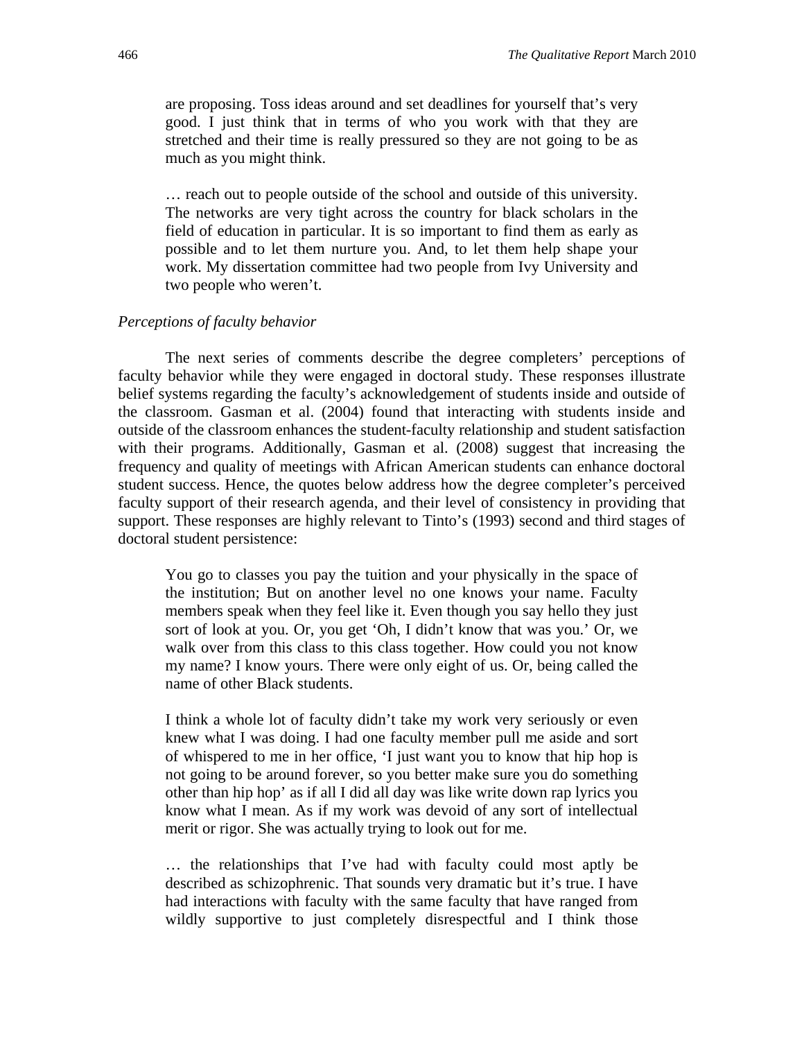are proposing. Toss ideas around and set deadlines for yourself that's very good. I just think that in terms of who you work with that they are stretched and their time is really pressured so they are not going to be as much as you might think.

> … reach out to people outside of the school and outside of this university. The networks are very tight across the country for black scholars in the field of education in particular. It is so important to find them as early as possible and to let them nurture you. And, to let them help shape your work. My dissertation committee had two people from Ivy University and two people who weren't.

*Perceptions of faculty behavior*

The next series of comments describe the degree completers' perceptions of faculty behavior while they were engaged in doctoral study. These responses illustrate belief systems regarding the faculty's acknowledgement of students inside and outside of the classroom. Gasman et al. (2004) found that interacting with students inside and outside of the classroom enhances the student-faculty relationship and student satisfaction with their programs. Additionally, Gasman et al. (2008) suggest that increasing the frequency and quality of meetings with African American students can enhance doctoral student success. Hence, the quotes below address how the degree completer's perceived faculty support of their research agenda, and their level of consistency in providing that support. These responses are highly relevant to Tinto's (1993) second and third stages of doctoral student persistence:

> You go to classes you pay the tuition and your physically in the space of the institution; But on another level no one knows your name. Faculty members speak when they feel like it. Even though you say hello they just sort of look at you. Or, you get 'Oh, I didn't know that was you.' Or, we walk over from this class to this class together. How could you not know my name? I know yours. There were only eight of us. Or, being called the name of other Black students.

> I think a whole lot of faculty didn't take my work very seriously or even knew what I was doing. I had one faculty member pull me aside and sort of whispered to me in her office, 'I just want you to know that hip hop is not going to be around forever, so you better make sure you do something other than hip hop' as if all I did all day was like write down rap lyrics you know what I mean. As if my work was devoid of any sort of intellectual merit or rigor. She was actually trying to look out for me.

> … the relationships that I've had with faculty could most aptly be described as schizophrenic. That sounds very dramatic but it's true. I have had interactions with faculty with the same faculty that have ranged from wildly supportive to just completely disrespectful and I think those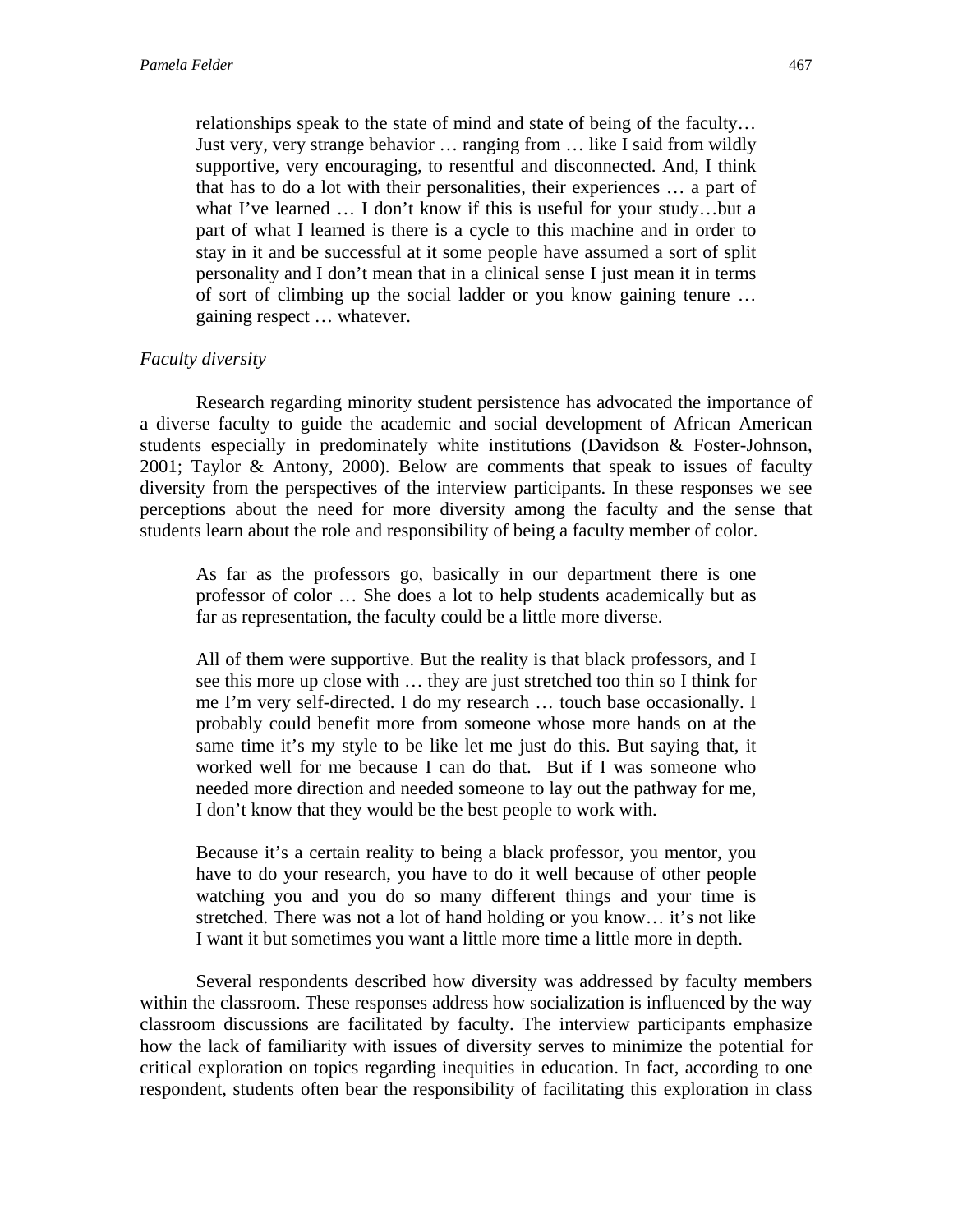> relationships speak to the state of mind and state of being of the faculty… Just very, very strange behavior … ranging from … like I said from wildly supportive, very encouraging, to resentful and disconnected. And, I think that has to do a lot with their personalities, their experiences … a part of what I've learned … I don't know if this is useful for your study…but a part of what I learned is there is a cycle to this machine and in order to stay in it and be successful at it some people have assumed a sort of split personality and I don't mean that in a clinical sense I just mean it in terms of sort of climbing up the social ladder or you know gaining tenure … gaining respect … whatever.

*Faculty diversity*

Research regarding minority student persistence has advocated the importance of a diverse faculty to guide the academic and social development of African American students especially in predominately white institutions (Davidson & Foster-Johnson, 2001; Taylor & Antony, 2000). Below are comments that speak to issues of faculty diversity from the perspectives of the interview participants. In these responses we see perceptions about the need for more diversity among the faculty and the sense that students learn about the role and responsibility of being a faculty member of color.

> As far as the professors go, basically in our department there is one professor of color … She does a lot to help students academically but as far as representation, the faculty could be a little more diverse.

> All of them were supportive. But the reality is that black professors, and I see this more up close with … they are just stretched too thin so I think for me I'm very self-directed. I do my research … touch base occasionally. I probably could benefit more from someone whose more hands on at the same time it's my style to be like let me just do this. But saying that, it worked well for me because I can do that. But if I was someone who needed more direction and needed someone to lay out the pathway for me, I don't know that they would be the best people to work with.

> Because it's a certain reality to being a black professor, you mentor, you have to do your research, you have to do it well because of other people watching you and you do so many different things and your time is stretched. There was not a lot of hand holding or you know… it's not like I want it but sometimes you want a little more time a little more in depth.

Several respondents described how diversity was addressed by faculty members within the classroom. These responses address how socialization is influenced by the way classroom discussions are facilitated by faculty. The interview participants emphasize how the lack of familiarity with issues of diversity serves to minimize the potential for critical exploration on topics regarding inequities in education. In fact, according to one respondent, students often bear the responsibility of facilitating this exploration in class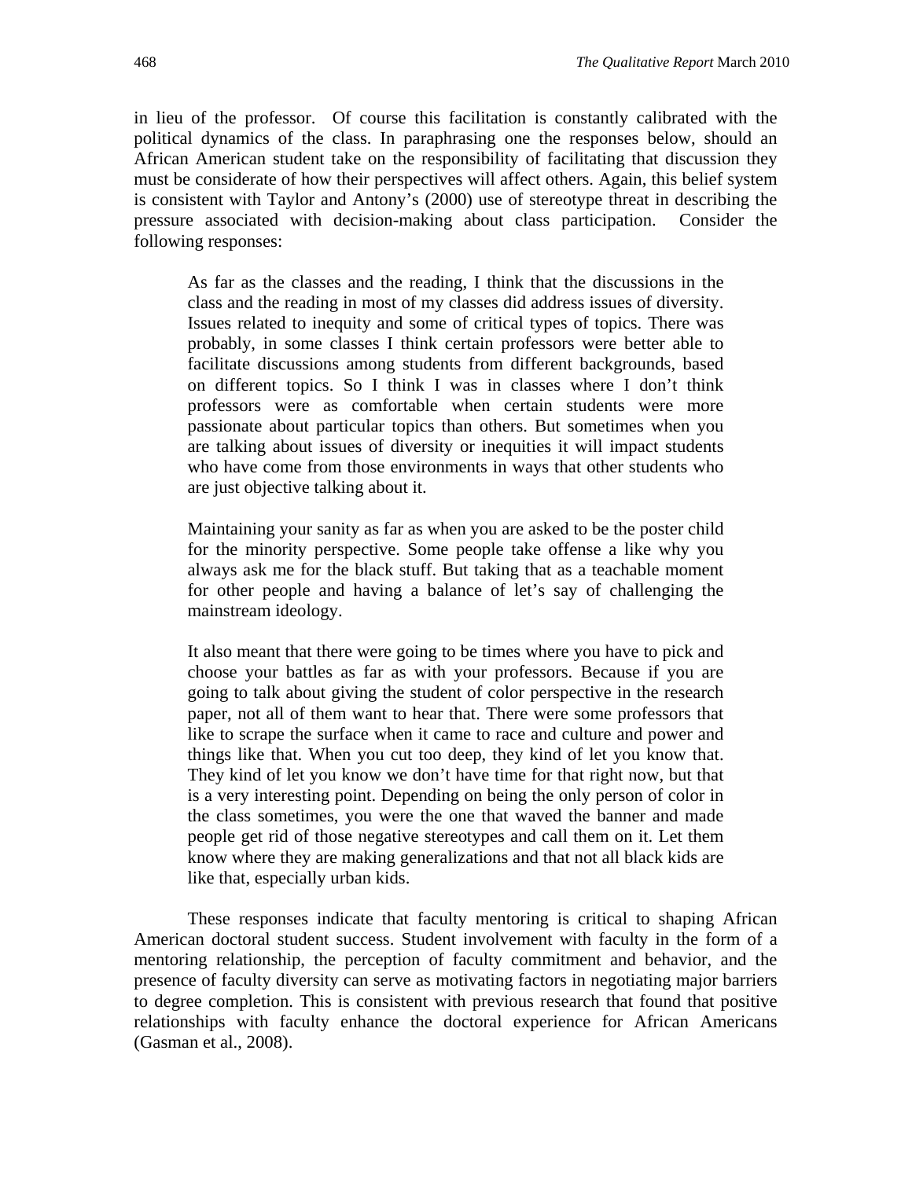in lieu of the professor. Of course this facilitation is constantly calibrated with the political dynamics of the class. In paraphrasing one the responses below, should an African American student take on the responsibility of facilitating that discussion they must be considerate of how their perspectives will affect others. Again, this belief system is consistent with Taylor and Antony's (2000) use of stereotype threat in describing the pressure associated with decision-making about class participation. Consider the following responses:

> As far as the classes and the reading, I think that the discussions in the class and the reading in most of my classes did address issues of diversity. Issues related to inequity and some of critical types of topics. There was probably, in some classes I think certain professors were better able to facilitate discussions among students from different backgrounds, based on different topics. So I think I was in classes where I don't think professors were as comfortable when certain students were more passionate about particular topics than others. But sometimes when you are talking about issues of diversity or inequities it will impact students who have come from those environments in ways that other students who are just objective talking about it.
>
> Maintaining your sanity as far as when you are asked to be the poster child for the minority perspective. Some people take offense a like why you always ask me for the black stuff. But taking that as a teachable moment for other people and having a balance of let's say of challenging the mainstream ideology.
>
> It also meant that there were going to be times where you have to pick and choose your battles as far as with your professors. Because if you are going to talk about giving the student of color perspective in the research paper, not all of them want to hear that. There were some professors that like to scrape the surface when it came to race and culture and power and things like that. When you cut too deep, they kind of let you know that. They kind of let you know we don't have time for that right now, but that is a very interesting point. Depending on being the only person of color in the class sometimes, you were the one that waved the banner and made people get rid of those negative stereotypes and call them on it. Let them know where they are making generalizations and that not all black kids are like that, especially urban kids.

These responses indicate that faculty mentoring is critical to shaping African American doctoral student success. Student involvement with faculty in the form of a mentoring relationship, the perception of faculty commitment and behavior, and the presence of faculty diversity can serve as motivating factors in negotiating major barriers to degree completion. This is consistent with previous research that found that positive relationships with faculty enhance the doctoral experience for African Americans (Gasman et al., 2008).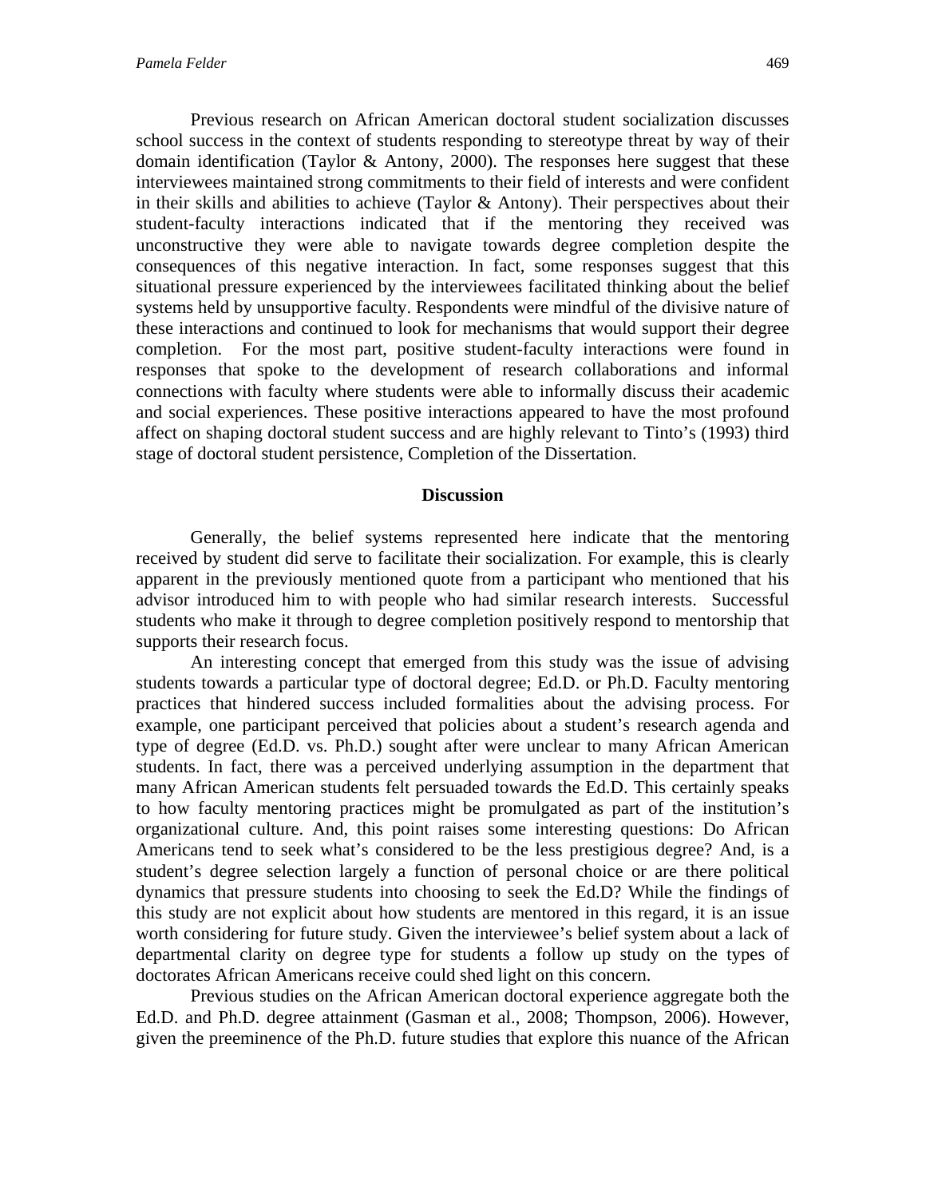Previous research on African American doctoral student socialization discusses school success in the context of students responding to stereotype threat by way of their domain identification (Taylor & Antony, 2000). The responses here suggest that these interviewees maintained strong commitments to their field of interests and were confident in their skills and abilities to achieve (Taylor & Antony). Their perspectives about their student-faculty interactions indicated that if the mentoring they received was unconstructive they were able to navigate towards degree completion despite the consequences of this negative interaction. In fact, some responses suggest that this situational pressure experienced by the interviewees facilitated thinking about the belief systems held by unsupportive faculty. Respondents were mindful of the divisive nature of these interactions and continued to look for mechanisms that would support their degree completion. For the most part, positive student-faculty interactions were found in responses that spoke to the development of research collaborations and informal connections with faculty where students were able to informally discuss their academic and social experiences. These positive interactions appeared to have the most profound affect on shaping doctoral student success and are highly relevant to Tinto's (1993) third stage of doctoral student persistence, Completion of the Dissertation.

## Discussion

Generally, the belief systems represented here indicate that the mentoring received by student did serve to facilitate their socialization. For example, this is clearly apparent in the previously mentioned quote from a participant who mentioned that his advisor introduced him to with people who had similar research interests. Successful students who make it through to degree completion positively respond to mentorship that supports their research focus.

An interesting concept that emerged from this study was the issue of advising students towards a particular type of doctoral degree; Ed.D. or Ph.D. Faculty mentoring practices that hindered success included formalities about the advising process. For example, one participant perceived that policies about a student's research agenda and type of degree (Ed.D. vs. Ph.D.) sought after were unclear to many African American students. In fact, there was a perceived underlying assumption in the department that many African American students felt persuaded towards the Ed.D. This certainly speaks to how faculty mentoring practices might be promulgated as part of the institution's organizational culture. And, this point raises some interesting questions: Do African Americans tend to seek what's considered to be the less prestigious degree? And, is a student's degree selection largely a function of personal choice or are there political dynamics that pressure students into choosing to seek the Ed.D? While the findings of this study are not explicit about how students are mentored in this regard, it is an issue worth considering for future study. Given the interviewee's belief system about a lack of departmental clarity on degree type for students a follow up study on the types of doctorates African Americans receive could shed light on this concern.

Previous studies on the African American doctoral experience aggregate both the Ed.D. and Ph.D. degree attainment (Gasman et al., 2008; Thompson, 2006). However, given the preeminence of the Ph.D. future studies that explore this nuance of the African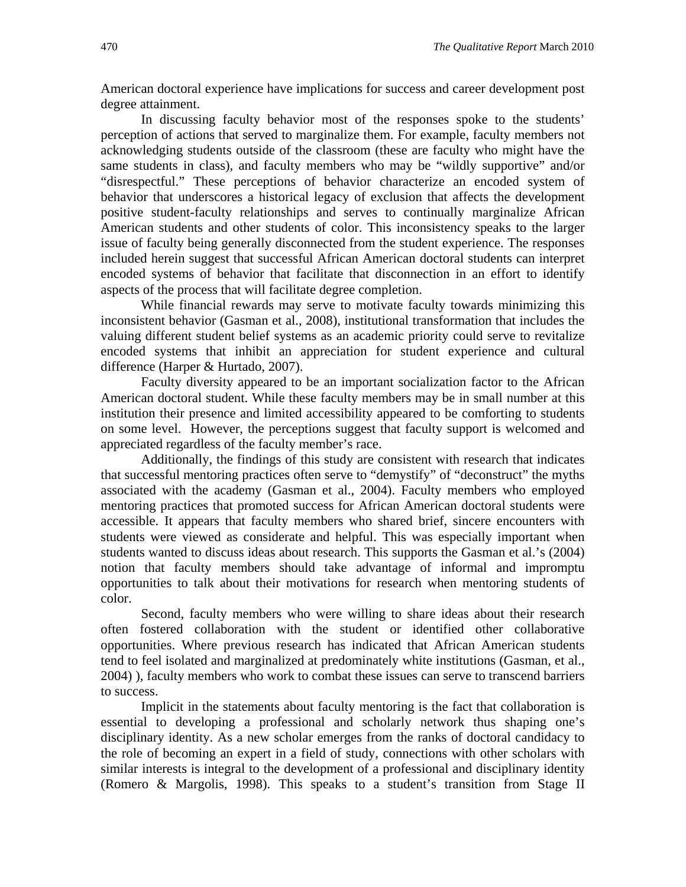American doctoral experience have implications for success and career development post degree attainment.

In discussing faculty behavior most of the responses spoke to the students' perception of actions that served to marginalize them. For example, faculty members not acknowledging students outside of the classroom (these are faculty who might have the same students in class), and faculty members who may be "wildly supportive" and/or "disrespectful." These perceptions of behavior characterize an encoded system of behavior that underscores a historical legacy of exclusion that affects the development positive student-faculty relationships and serves to continually marginalize African American students and other students of color. This inconsistency speaks to the larger issue of faculty being generally disconnected from the student experience. The responses included herein suggest that successful African American doctoral students can interpret encoded systems of behavior that facilitate that disconnection in an effort to identify aspects of the process that will facilitate degree completion.

While financial rewards may serve to motivate faculty towards minimizing this inconsistent behavior (Gasman et al., 2008), institutional transformation that includes the valuing different student belief systems as an academic priority could serve to revitalize encoded systems that inhibit an appreciation for student experience and cultural difference (Harper & Hurtado, 2007).

Faculty diversity appeared to be an important socialization factor to the African American doctoral student. While these faculty members may be in small number at this institution their presence and limited accessibility appeared to be comforting to students on some level. However, the perceptions suggest that faculty support is welcomed and appreciated regardless of the faculty member's race.

Additionally, the findings of this study are consistent with research that indicates that successful mentoring practices often serve to "demystify" of "deconstruct" the myths associated with the academy (Gasman et al., 2004). Faculty members who employed mentoring practices that promoted success for African American doctoral students were accessible. It appears that faculty members who shared brief, sincere encounters with students were viewed as considerate and helpful. This was especially important when students wanted to discuss ideas about research. This supports the Gasman et al.'s (2004) notion that faculty members should take advantage of informal and impromptu opportunities to talk about their motivations for research when mentoring students of color.

Second, faculty members who were willing to share ideas about their research often fostered collaboration with the student or identified other collaborative opportunities. Where previous research has indicated that African American students tend to feel isolated and marginalized at predominately white institutions (Gasman, et al., 2004) ), faculty members who work to combat these issues can serve to transcend barriers to success.

Implicit in the statements about faculty mentoring is the fact that collaboration is essential to developing a professional and scholarly network thus shaping one's disciplinary identity. As a new scholar emerges from the ranks of doctoral candidacy to the role of becoming an expert in a field of study, connections with other scholars with similar interests is integral to the development of a professional and disciplinary identity (Romero & Margolis, 1998). This speaks to a student's transition from Stage II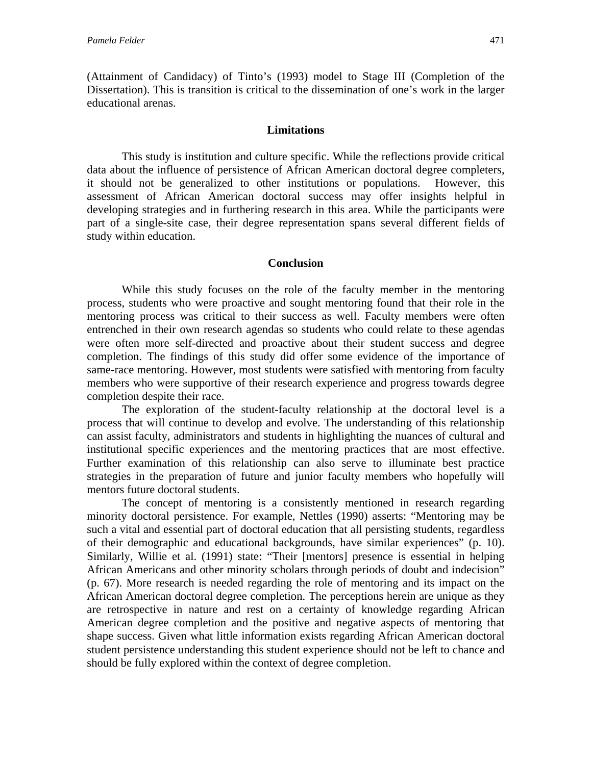(Attainment of Candidacy) of Tinto's (1993) model to Stage III (Completion of the Dissertation). This is transition is critical to the dissemination of one's work in the larger educational arenas.

## Limitations

This study is institution and culture specific. While the reflections provide critical data about the influence of persistence of African American doctoral degree completers, it should not be generalized to other institutions or populations. However, this assessment of African American doctoral success may offer insights helpful in developing strategies and in furthering research in this area. While the participants were part of a single-site case, their degree representation spans several different fields of study within education.

## Conclusion

While this study focuses on the role of the faculty member in the mentoring process, students who were proactive and sought mentoring found that their role in the mentoring process was critical to their success as well. Faculty members were often entrenched in their own research agendas so students who could relate to these agendas were often more self-directed and proactive about their student success and degree completion. The findings of this study did offer some evidence of the importance of same-race mentoring. However, most students were satisfied with mentoring from faculty members who were supportive of their research experience and progress towards degree completion despite their race.

The exploration of the student-faculty relationship at the doctoral level is a process that will continue to develop and evolve. The understanding of this relationship can assist faculty, administrators and students in highlighting the nuances of cultural and institutional specific experiences and the mentoring practices that are most effective. Further examination of this relationship can also serve to illuminate best practice strategies in the preparation of future and junior faculty members who hopefully will mentors future doctoral students.

The concept of mentoring is a consistently mentioned in research regarding minority doctoral persistence. For example, Nettles (1990) asserts: "Mentoring may be such a vital and essential part of doctoral education that all persisting students, regardless of their demographic and educational backgrounds, have similar experiences" (p. 10). Similarly, Willie et al. (1991) state: "Their [mentors] presence is essential in helping African Americans and other minority scholars through periods of doubt and indecision" (p. 67). More research is needed regarding the role of mentoring and its impact on the African American doctoral degree completion. The perceptions herein are unique as they are retrospective in nature and rest on a certainty of knowledge regarding African American degree completion and the positive and negative aspects of mentoring that shape success. Given what little information exists regarding African American doctoral student persistence understanding this student experience should not be left to chance and should be fully explored within the context of degree completion.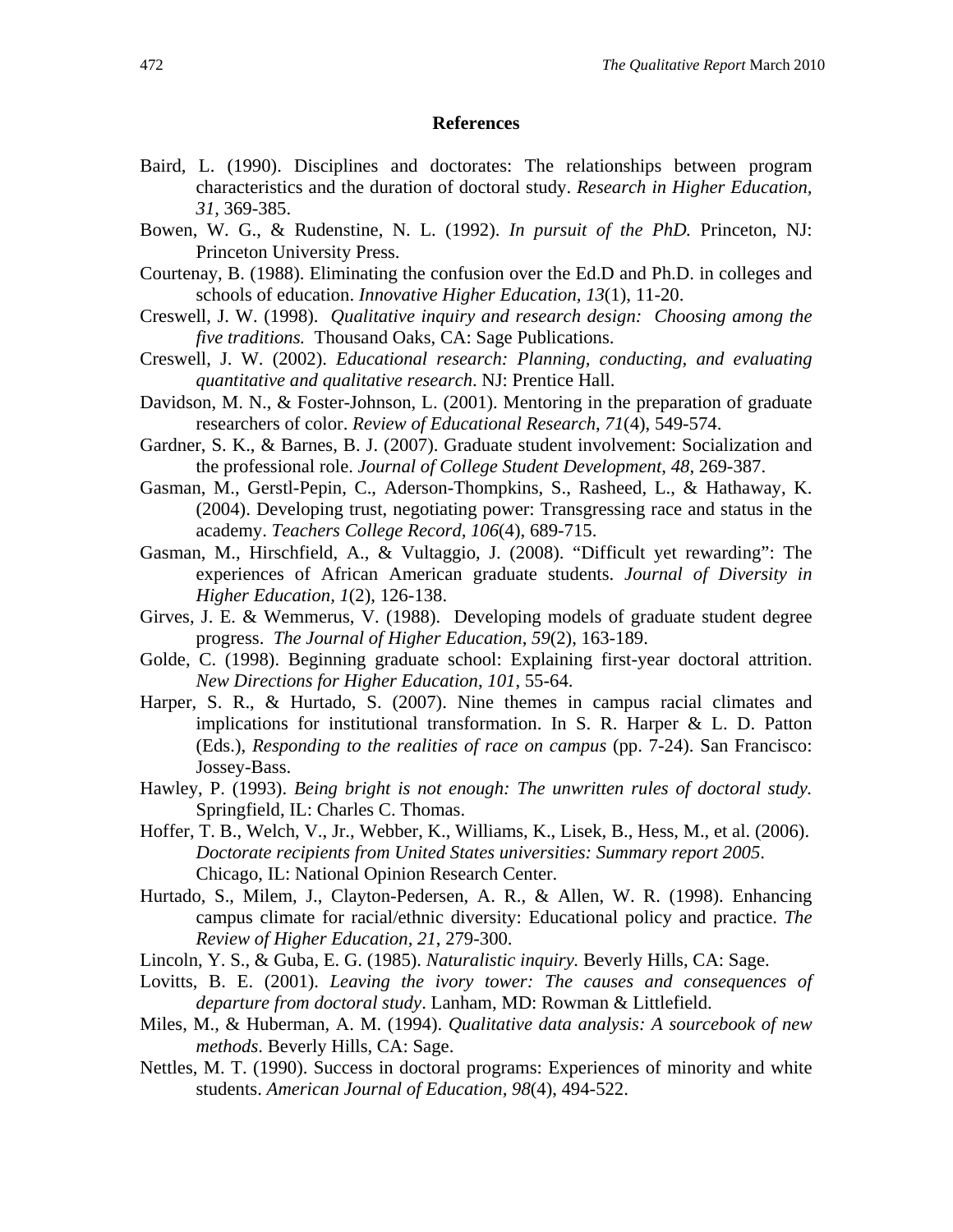## References

Baird, L. (1990). Disciplines and doctorates: The relationships between program characteristics and the duration of doctoral study. *Research in Higher Education, 31,* 369-385.

Bowen, W. G., & Rudenstine, N. L. (1992). *In pursuit of the PhD.* Princeton, NJ: Princeton University Press.

Courtenay, B. (1988). Eliminating the confusion over the Ed.D and Ph.D. in colleges and schools of education. *Innovative Higher Education, 13*(1), 11-20.

Creswell, J. W. (1998). *Qualitative inquiry and research design: Choosing among the five traditions.* Thousand Oaks, CA: Sage Publications.

Creswell, J. W. (2002). *Educational research: Planning, conducting, and evaluating quantitative and qualitative research*. NJ: Prentice Hall.

Davidson, M. N., & Foster-Johnson, L. (2001). Mentoring in the preparation of graduate researchers of color. *Review of Educational Research, 71*(4), 549-574.

Gardner, S. K., & Barnes, B. J. (2007). Graduate student involvement: Socialization and the professional role. *Journal of College Student Development, 48*, 269-387.

Gasman, M., Gerstl-Pepin, C., Aderson-Thompkins, S., Rasheed, L., & Hathaway, K. (2004). Developing trust, negotiating power: Transgressing race and status in the academy. *Teachers College Record, 106*(4), 689-715.

Gasman, M., Hirschfield, A., & Vultaggio, J. (2008). "Difficult yet rewarding": The experiences of African American graduate students. *Journal of Diversity in Higher Education, 1*(2), 126-138.

Girves, J. E. & Wemmerus, V. (1988). Developing models of graduate student degree progress. *The Journal of Higher Education, 59*(2), 163-189.

Golde, C. (1998). Beginning graduate school: Explaining first-year doctoral attrition. *New Directions for Higher Education, 101,* 55-64.

Harper, S. R., & Hurtado, S. (2007). Nine themes in campus racial climates and implications for institutional transformation. In S. R. Harper & L. D. Patton (Eds.), *Responding to the realities of race on campus* (pp. 7-24). San Francisco: Jossey-Bass.

Hawley, P. (1993). *Being bright is not enough: The unwritten rules of doctoral study.* Springfield, IL: Charles C. Thomas.

Hoffer, T. B., Welch, V., Jr., Webber, K., Williams, K., Lisek, B., Hess, M., et al. (2006). *Doctorate recipients from United States universities: Summary report 2005*. Chicago, IL: National Opinion Research Center.

Hurtado, S., Milem, J., Clayton-Pedersen, A. R., & Allen, W. R. (1998). Enhancing campus climate for racial/ethnic diversity: Educational policy and practice. *The Review of Higher Education, 21*, 279-300.

Lincoln, Y. S., & Guba, E. G. (1985). *Naturalistic inquiry.* Beverly Hills, CA: Sage.

Lovitts, B. E. (2001). *Leaving the ivory tower: The causes and consequences of departure from doctoral study*. Lanham, MD: Rowman & Littlefield.

Miles, M., & Huberman, A. M. (1994). *Qualitative data analysis: A sourcebook of new methods*. Beverly Hills, CA: Sage.

Nettles, M. T. (1990). Success in doctoral programs: Experiences of minority and white students. *American Journal of Education, 98*(4), 494-522.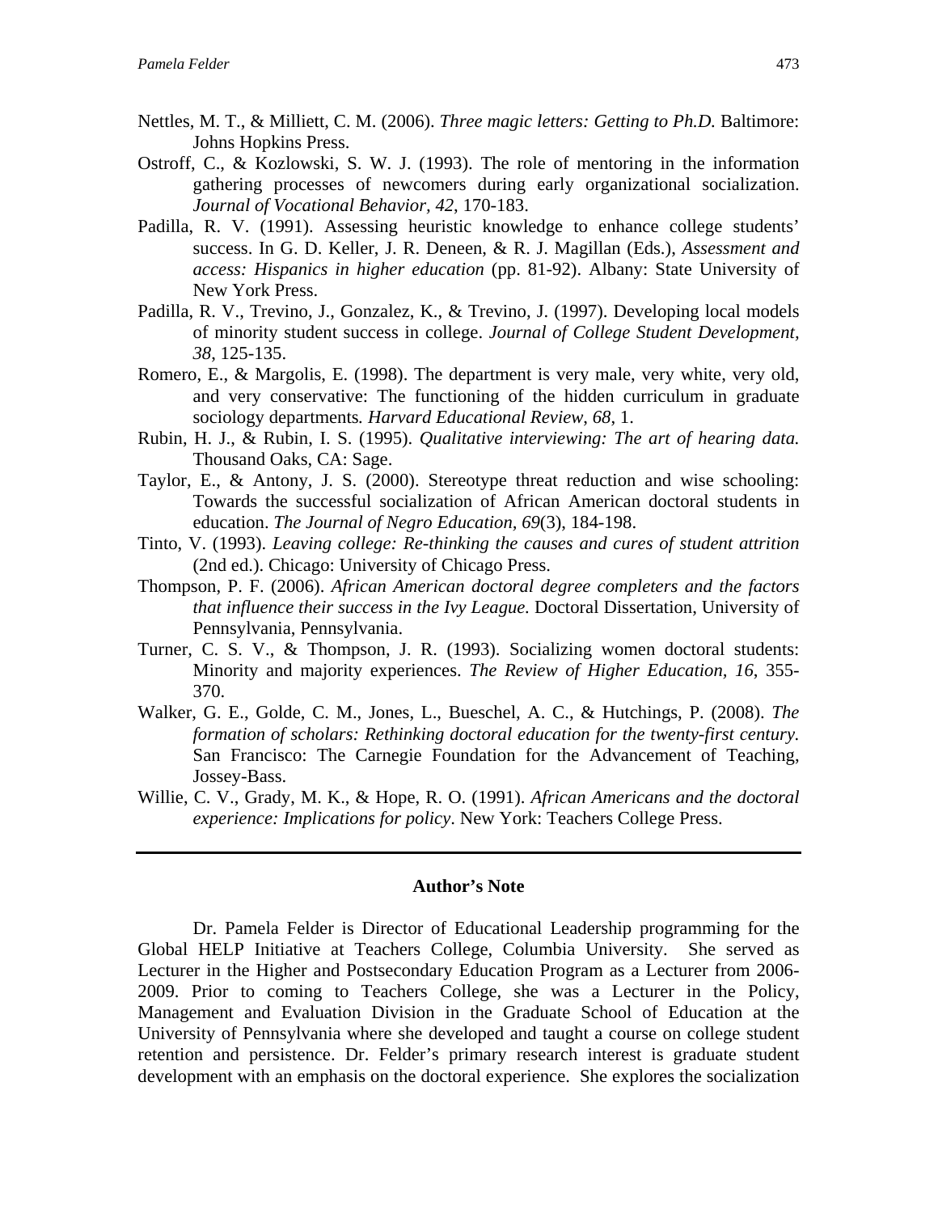Nettles, M. T., & Milliett, C. M. (2006). *Three magic letters: Getting to Ph.D.* Baltimore: Johns Hopkins Press.

Ostroff, C., & Kozlowski, S. W. J. (1993). The role of mentoring in the information gathering processes of newcomers during early organizational socialization. *Journal of Vocational Behavior, 42*, 170-183.

Padilla, R. V. (1991). Assessing heuristic knowledge to enhance college students' success. In G. D. Keller, J. R. Deneen, & R. J. Magillan (Eds.), *Assessment and access: Hispanics in higher education* (pp. 81-92). Albany: State University of New York Press.

Padilla, R. V., Trevino, J., Gonzalez, K., & Trevino, J. (1997). Developing local models of minority student success in college. *Journal of College Student Development, 38*, 125-135.

Romero, E., & Margolis, E. (1998). The department is very male, very white, very old, and very conservative: The functioning of the hidden curriculum in graduate sociology departments*. Harvard Educational Review, 68*, 1.

Rubin, H. J., & Rubin, I. S. (1995). *Qualitative interviewing: The art of hearing data.* Thousand Oaks, CA: Sage.

Taylor, E., & Antony, J. S. (2000). Stereotype threat reduction and wise schooling: Towards the successful socialization of African American doctoral students in education. *The Journal of Negro Education, 69*(3), 184-198.

Tinto, V. (1993). *Leaving college: Re-thinking the causes and cures of student attrition* (2nd ed.). Chicago: University of Chicago Press.

Thompson, P. F. (2006). *African American doctoral degree completers and the factors that influence their success in the Ivy League.* Doctoral Dissertation, University of Pennsylvania, Pennsylvania.

Turner, C. S. V., & Thompson, J. R. (1993). Socializing women doctoral students: Minority and majority experiences. *The Review of Higher Education, 16*, 355-370.

Walker, G. E., Golde, C. M., Jones, L., Bueschel, A. C., & Hutchings, P. (2008). *The formation of scholars: Rethinking doctoral education for the twenty-first century.* San Francisco: The Carnegie Foundation for the Advancement of Teaching, Jossey-Bass.

Willie, C. V., Grady, M. K., & Hope, R. O. (1991). *African Americans and the doctoral experience: Implications for policy*. New York: Teachers College Press.

---

**Author's Note**

Dr. Pamela Felder is Director of Educational Leadership programming for the Global HELP Initiative at Teachers College, Columbia University. She served as Lecturer in the Higher and Postsecondary Education Program as a Lecturer from 2006-2009. Prior to coming to Teachers College, she was a Lecturer in the Policy, Management and Evaluation Division in the Graduate School of Education at the University of Pennsylvania where she developed and taught a course on college student retention and persistence. Dr. Felder's primary research interest is graduate student development with an emphasis on the doctoral experience. She explores the socialization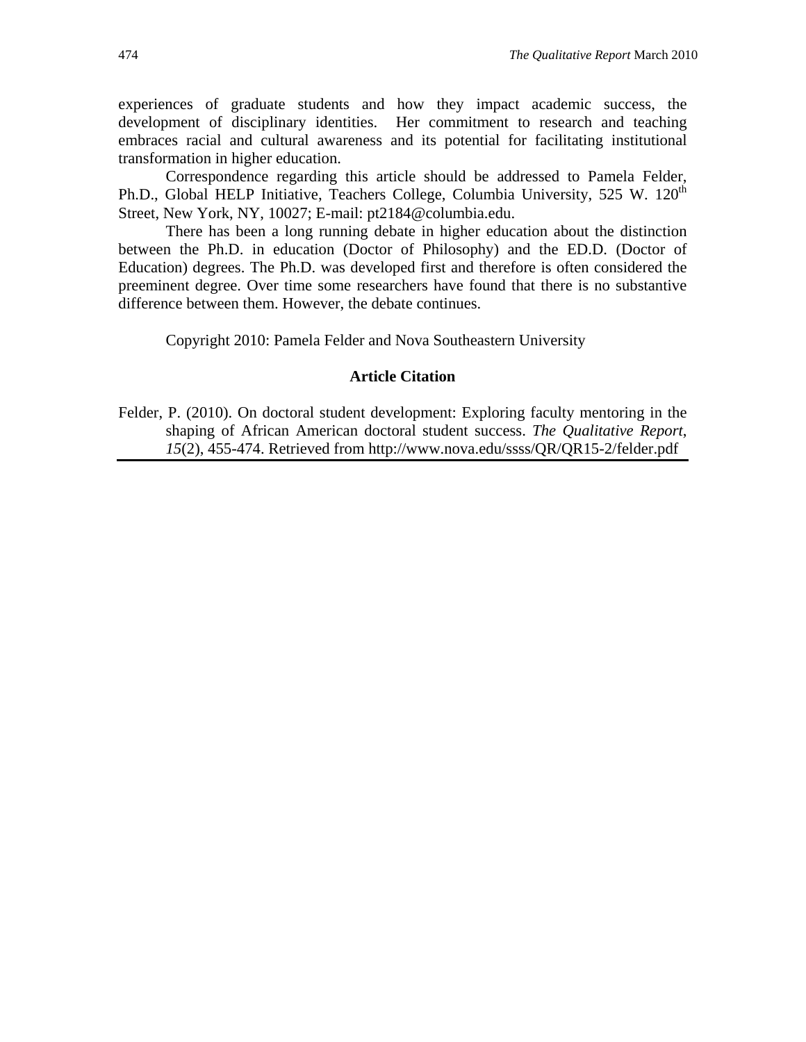experiences of graduate students and how they impact academic success, the development of disciplinary identities. Her commitment to research and teaching embraces racial and cultural awareness and its potential for facilitating institutional transformation in higher education.

Correspondence regarding this article should be addressed to Pamela Felder, Ph.D., Global HELP Initiative, Teachers College, Columbia University, 525 W. 120th Street, New York, NY, 10027; E-mail: pt2184@columbia.edu.

There has been a long running debate in higher education about the distinction between the Ph.D. in education (Doctor of Philosophy) and the ED.D. (Doctor of Education) degrees. The Ph.D. was developed first and therefore is often considered the preeminent degree. Over time some researchers have found that there is no substantive difference between them. However, the debate continues.

Copyright 2010: Pamela Felder and Nova Southeastern University

### Article Citation

Felder, P. (2010). On doctoral student development: Exploring faculty mentoring in the shaping of African American doctoral student success. *The Qualitative Report*, *15*(2), 455-474. Retrieved from http://www.nova.edu/ssss/QR/QR15-2/felder.pdf